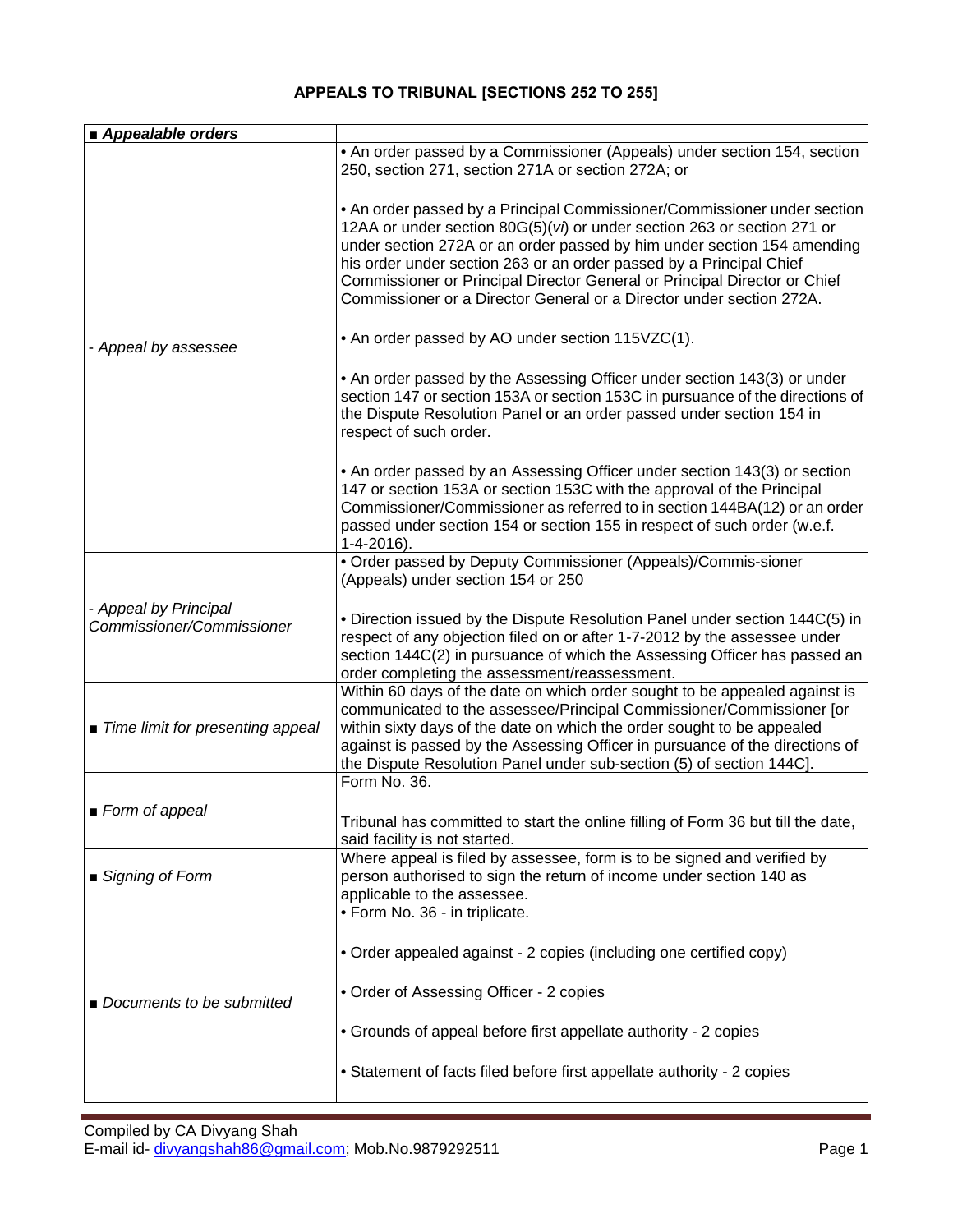## APPEALS TO TRIBUNAL [SECTIONS 252 TO 255]

| ■ ***Appealable orders*** | |
|---|---|
| *- Appeal by assessee* | • An order passed by a Commissioner (Appeals) under section 154, section 250, section 271, section 271A or section 272A; or<br><br>• An order passed by a Principal Commissioner/Commissioner under section 12AA or under section 80G(5)(*vi*) or under section 263 or section 271 or under section 272A or an order passed by him under section 154 amending his order under section 263 or an order passed by a Principal Chief Commissioner or Principal Director General or Principal Director or Chief Commissioner or a Director General or a Director under section 272A.<br><br>• An order passed by AO under section 115VZC(1).<br><br>• An order passed by the Assessing Officer under section 143(3) or under section 147 or section 153A or section 153C in pursuance of the directions of the Dispute Resolution Panel or an order passed under section 154 in respect of such order.<br><br>• An order passed by an Assessing Officer under section 143(3) or section 147 or section 153A or section 153C with the approval of the Principal Commissioner/Commissioner as referred to in section 144BA(12) or an order passed under section 154 or section 155 in respect of such order (w.e.f. 1-4-2016). |
| *- Appeal by Principal Commissioner/Commissioner* | • Order passed by Deputy Commissioner (Appeals)/Commis-sioner (Appeals) under section 154 or 250<br><br>• Direction issued by the Dispute Resolution Panel under section 144C(5) in respect of any objection filed on or after 1-7-2012 by the assessee under section 144C(2) in pursuance of which the Assessing Officer has passed an order completing the assessment/reassessment. |
| ■ *Time limit for presenting appeal* | Within 60 days of the date on which order sought to be appealed against is communicated to the assessee/Principal Commissioner/Commissioner [or within sixty days of the date on which the order sought to be appealed against is passed by the Assessing Officer in pursuance of the directions of the Dispute Resolution Panel under sub-section (5) of section 144C]. |
| ■ *Form of appeal* | Form No. 36.<br><br>Tribunal has committed to start the online filling of Form 36 but till the date, said facility is not started. |
| ■ *Signing of Form* | Where appeal is filed by assessee, form is to be signed and verified by person authorised to sign the return of income under section 140 as applicable to the assessee. |
| ■ *Documents to be submitted* | • Form No. 36 - in triplicate.<br><br>• Order appealed against - 2 copies (including one certified copy)<br><br>• Order of Assessing Officer - 2 copies<br><br>• Grounds of appeal before first appellate authority - 2 copies<br><br>• Statement of facts filed before first appellate authority - 2 copies |

Compiled by CA Divyang Shah
E-mail id- divyangshah86@gmail.com; Mob.No.9879292511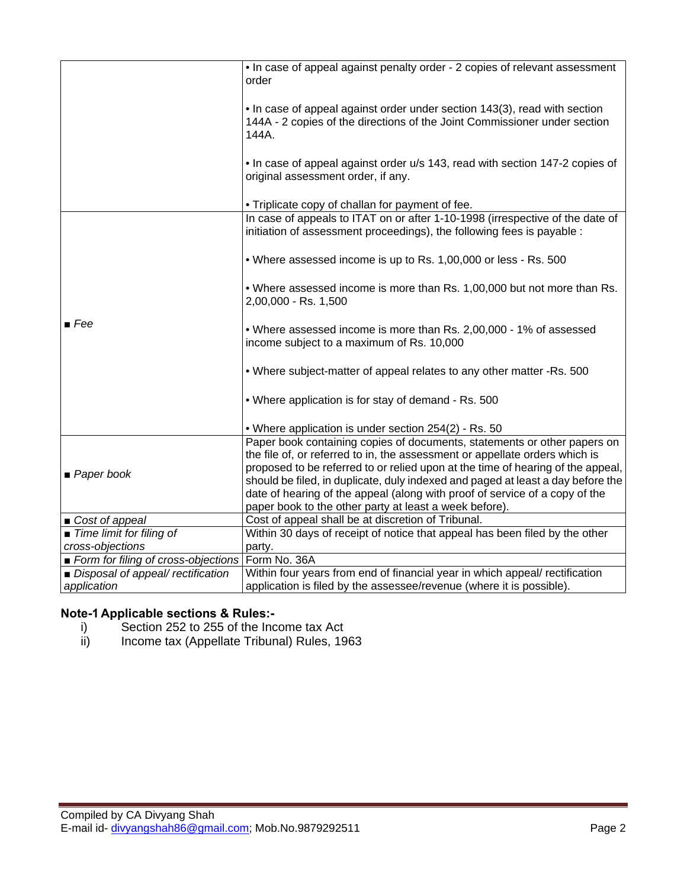| | |
|---|---|
| | • In case of appeal against penalty order - 2 copies of relevant assessment order<br><br>• In case of appeal against order under section 143(3), read with section 144A - 2 copies of the directions of the Joint Commissioner under section 144A.<br><br>• In case of appeal against order u/s 143, read with section 147-2 copies of original assessment order, if any.<br><br>• Triplicate copy of challan for payment of fee. |
| ■ *Fee* | In case of appeals to ITAT on or after 1-10-1998 (irrespective of the date of initiation of assessment proceedings), the following fees is payable :<br><br>• Where assessed income is up to Rs. 1,00,000 or less - Rs. 500<br><br>• Where assessed income is more than Rs. 1,00,000 but not more than Rs. 2,00,000 - Rs. 1,500<br><br>• Where assessed income is more than Rs. 2,00,000 - 1% of assessed income subject to a maximum of Rs. 10,000<br><br>• Where subject-matter of appeal relates to any other matter -Rs. 500<br><br>• Where application is for stay of demand - Rs. 500<br><br>• Where application is under section 254(2) - Rs. 50 |
| ■ *Paper book* | Paper book containing copies of documents, statements or other papers on the file of, or referred to in, the assessment or appellate orders which is proposed to be referred to or relied upon at the time of hearing of the appeal, should be filed, in duplicate, duly indexed and paged at least a day before the date of hearing of the appeal (along with proof of service of a copy of the paper book to the other party at least a week before). |
| ■ *Cost of appeal* | Cost of appeal shall be at discretion of Tribunal. |
| ■ *Time limit for filing of cross-objections* | Within 30 days of receipt of notice that appeal has been filed by the other party. |
| ■ *Form for filing of cross-objections* | Form No. 36A |
| ■ *Disposal of appeal/ rectification application* | Within four years from end of financial year in which appeal/ rectification application is filed by the assessee/revenue (where it is possible). |

**Note-1 Applicable sections & Rules:-**

i) Section 252 to 255 of the Income tax Act

ii) Income tax (Appellate Tribunal) Rules, 1963